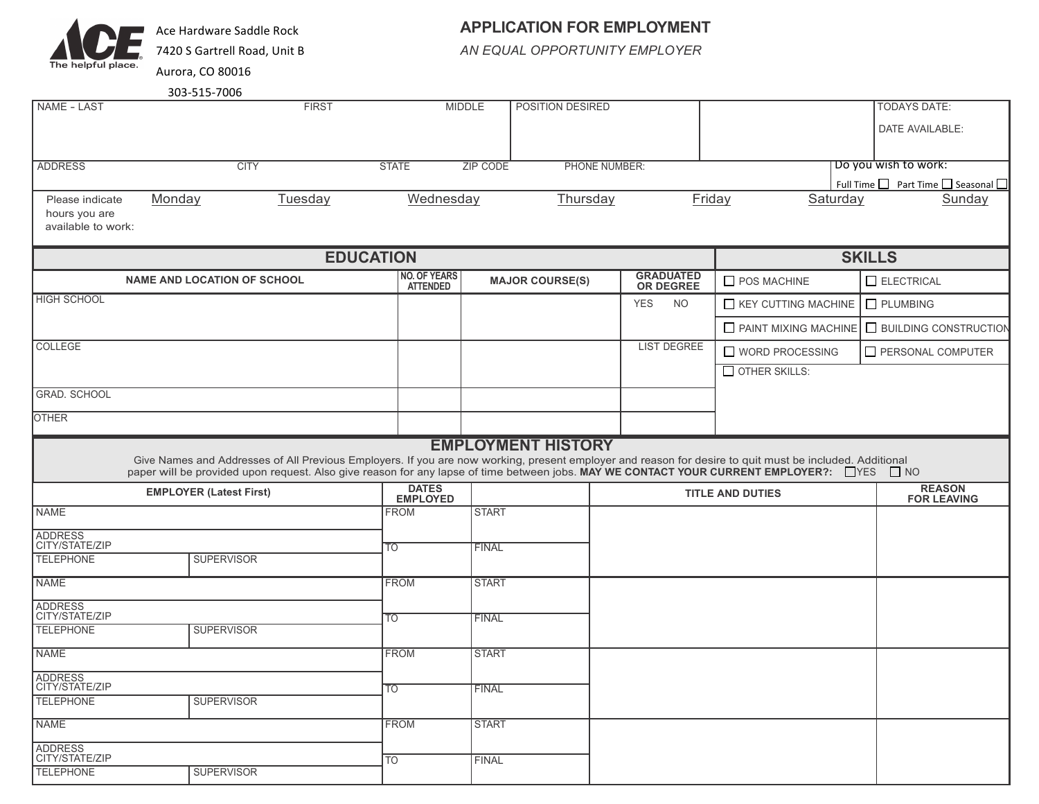ACE The helpful place.

Ace Hardware Saddle Rock
7420 S Gartrell Road, Unit B
Aurora, CO 80016
303-515-7006

# APPLICATION FOR EMPLOYMENT

*AN EQUAL OPPORTUNITY EMPLOYER*

| NAME - LAST | FIRST | MIDDLE | POSITION DESIRED | | TODAYS DATE: DATE AVAILABLE: |
|---|---|---|---|---|---|
| | | | | | |

| ADDRESS | CITY | STATE | ZIP CODE | PHONE NUMBER: | Do you wish to work: Full Time ☐ Part Time ☐ Seasonal ☐ |
|---|---|---|---|---|---|
| | | | | | |

| Please indicate hours you are available to work: | Monday | Tuesday | Wednesday | Thursday | Friday | Saturday | Sunday |
|---|---|---|---|---|---|---|---|
| | | | | | | | |

## EDUCATION

| NAME AND LOCATION OF SCHOOL | NO. OF YEARS ATTENDED | MAJOR COURSE(S) | GRADUATED OR DEGREE |
|---|---|---|---|
| HIGH SCHOOL | | | YES NO |
| COLLEGE | | | LIST DEGREE |
| GRAD. SCHOOL | | | |
| OTHER | | | |

## SKILLS

| | |
|---|---|
| ☐ POS MACHINE | ☐ ELECTRICAL |
| ☐ KEY CUTTING MACHINE | ☐ PLUMBING |
| ☐ PAINT MIXING MACHINE | ☐ BUILDING CONSTRUCTION |
| ☐ WORD PROCESSING | ☐ PERSONAL COMPUTER |
| ☐ OTHER SKILLS: | |

## EMPLOYMENT HISTORY

Give Names and Addresses of All Previous Employers. If you are now working, present employer and reason for desire to quit must be included. Additional paper will be provided upon request. Also give reason for any lapse of time between jobs. **MAY WE CONTACT YOUR CURRENT EMPLOYER?:** ☐YES ☐ NO

| EMPLOYER (Latest First) | | DATES EMPLOYED | | TITLE AND DUTIES | REASON FOR LEAVING |
|---|---|---|---|---|---|
| NAME | | FROM | START | | |
| ADDRESS CITY/STATE/ZIP | | TO | FINAL | | |
| TELEPHONE | SUPERVISOR | | | | |
| NAME | | FROM | START | | |
| ADDRESS CITY/STATE/ZIP | | TO | FINAL | | |
| TELEPHONE | SUPERVISOR | | | | |
| NAME | | FROM | START | | |
| ADDRESS CITY/STATE/ZIP | | TO | FINAL | | |
| TELEPHONE | SUPERVISOR | | | | |
| NAME | | FROM | START | | |
| ADDRESS CITY/STATE/ZIP | | TO | FINAL | | |
| TELEPHONE | SUPERVISOR | | | | |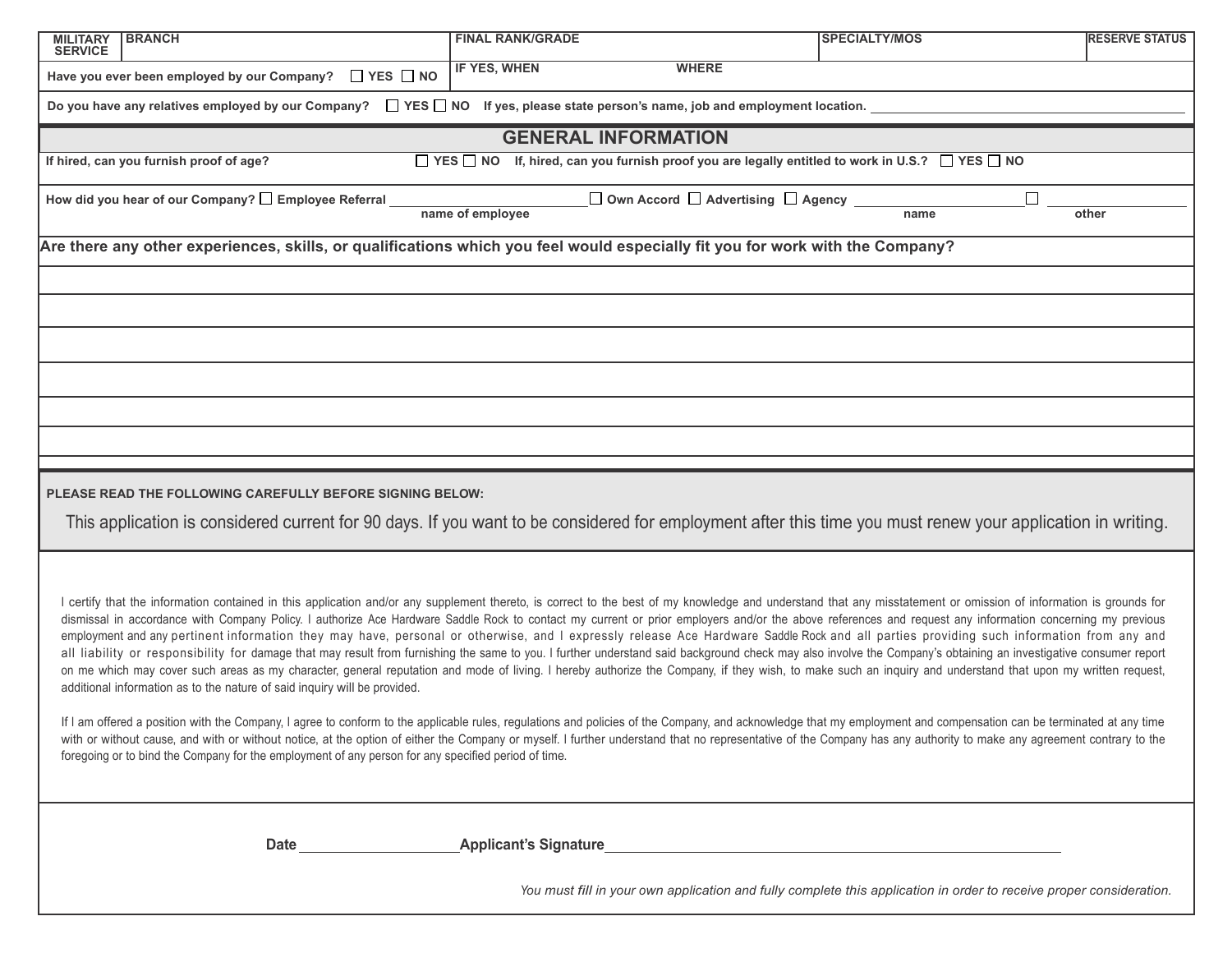| MILITARY SERVICE | BRANCH | FINAL RANK/GRADE | SPECIALTY/MOS | RESERVE STATUS |
|---|---|---|---|---|

Have you ever been employed by our Company? ☐ YES ☐ NO | IF YES, WHEN | WHERE

Do you have any relatives employed by our Company? ☐ YES ☐ NO If yes, please state person's name, job and employment location. ____________________

## GENERAL INFORMATION

If hired, can you furnish proof of age? ☐ YES ☐ NO If, hired, can you furnish proof you are legally entitled to work in U.S.? ☐ YES ☐ NO

How did you hear of our Company? ☐ Employee Referral ____________________ (name of employee) ☐ Own Accord ☐ Advertising ☐ Agency ____________________ (name) ☐ ____________________ (other)

**Are there any other experiences, skills, or qualifications which you feel would especially fit you for work with the Company?**

____________________

____________________

____________________

____________________

____________________

____________________

**PLEASE READ THE FOLLOWING CAREFULLY BEFORE SIGNING BELOW:**

This application is considered current for 90 days. If you want to be considered for employment after this time you must renew your application in writing.

I certify that the information contained in this application and/or any supplement thereto, is correct to the best of my knowledge and understand that any misstatement or omission of information is grounds for dismissal in accordance with Company Policy. I authorize Ace Hardware Saddle Rock to contact my current or prior employers and/or the above references and request any information concerning my previous employment and any pertinent information they may have, personal or otherwise, and I expressly release Ace Hardware Saddle Rock and all parties providing such information from any and all liability or responsibility for damage that may result from furnishing the same to you. I further understand said background check may also involve the Company's obtaining an investigative consumer report on me which may cover such areas as my character, general reputation and mode of living. I hereby authorize the Company, if they wish, to make such an inquiry and understand that upon my written request, additional information as to the nature of said inquiry will be provided.

If I am offered a position with the Company, I agree to conform to the applicable rules, regulations and policies of the Company, and acknowledge that my employment and compensation can be terminated at any time with or without cause, and with or without notice, at the option of either the Company or myself. I further understand that no representative of the Company has any authority to make any agreement contrary to the foregoing or to bind the Company for the employment of any person for any specified period of time.

**Date** ____________________ **Applicant's Signature** ____________________________________________

*You must fill in your own application and fully complete this application in order to receive proper consideration.*